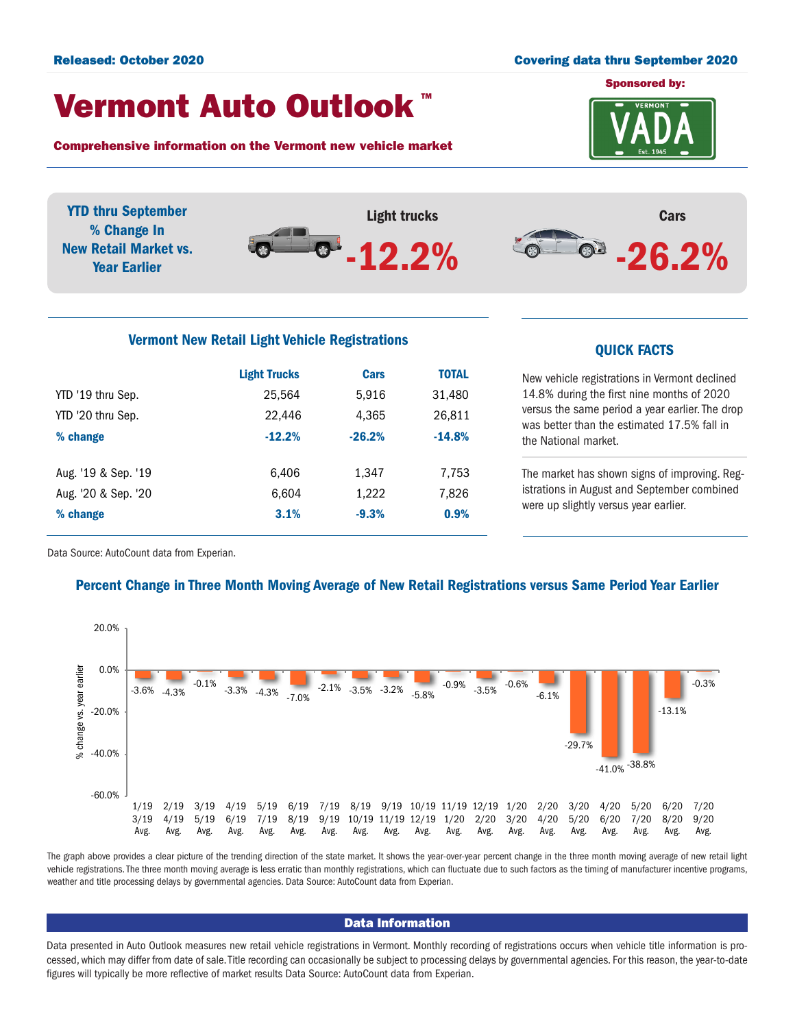Released: October 2020 | Covering data thru September 2020

# Vermont Auto Outlook™

Sponsored by: VADA

**Comprehensive information on the Vermont new vehicle market**

**YTD thru September % Change In New Retail Market vs. Year Earlier**

Light trucks **-12.2%**

Cars **-26.2%**

## Vermont New Retail Light Vehicle Registrations

| | Light Trucks | Cars | TOTAL |
|---|---|---|---|
| YTD '19 thru Sep. | 25,564 | 5,916 | 31,480 |
| YTD '20 thru Sep. | 22,446 | 4,365 | 26,811 |
| **% change** | **-12.2%** | **-26.2%** | **-14.8%** |
| Aug. '19 & Sep. '19 | 6,406 | 1,347 | 7,753 |
| Aug. '20 & Sep. '20 | 6,604 | 1,222 | 7,826 |
| **% change** | **3.1%** | **-9.3%** | **0.9%** |

Data Source: AutoCount data from Experian.

## QUICK FACTS

New vehicle registrations in Vermont declined 14.8% during the first nine months of 2020 versus the same period a year earlier. The drop was better than the estimated 17.5% fall in the National market.

The market has shown signs of improving. Registrations in August and September combined were up slightly versus year earlier.

## Percent Change in Three Month Moving Average of New Retail Registrations versus Same Period Year Earlier

| Period | % change vs. year earlier |
|---|---|
| 1/19 3/19 Avg. | -3.6% |
| 2/19 4/19 Avg. | -4.3% |
| 3/19 5/19 Avg. | -0.1% |
| 4/19 6/19 Avg. | -3.3% |
| 5/19 7/19 Avg. | -4.3% |
| 6/19 8/19 Avg. | -7.0% |
| 7/19 9/19 Avg. | -2.1% |
| 8/19 10/19 Avg. | -3.5% |
| 9/19 11/19 Avg. | -3.2% |
| 10/19 12/19 Avg. | -5.8% |
| 11/19 1/20 Avg. | -0.9% |
| 12/19 2/20 Avg. | -3.5% |
| 1/20 3/20 Avg. | -0.6% |
| 2/20 4/20 Avg. | -6.1% |
| 3/20 5/20 Avg. | -29.7% |
| 4/20 6/20 Avg. | -41.0% |
| 5/20 7/20 Avg. | -38.8% |
| 6/20 8/20 Avg. | -13.1% |
| 7/20 9/20 Avg. | -0.3% |

The graph above provides a clear picture of the trending direction of the state market. It shows the year-over-year percent change in the three month moving average of new retail light vehicle registrations. The three month moving average is less erratic than monthly registrations, which can fluctuate due to such factors as the timing of manufacturer incentive programs, weather and title processing delays by governmental agencies. Data Source: AutoCount data from Experian.

## Data Information

Data presented in Auto Outlook measures new retail vehicle registrations in Vermont. Monthly recording of registrations occurs when vehicle title information is processed, which may differ from date of sale. Title recording can occasionally be subject to processing delays by governmental agencies. For this reason, the year-to-date figures will typically be more reflective of market results Data Source: AutoCount data from Experian.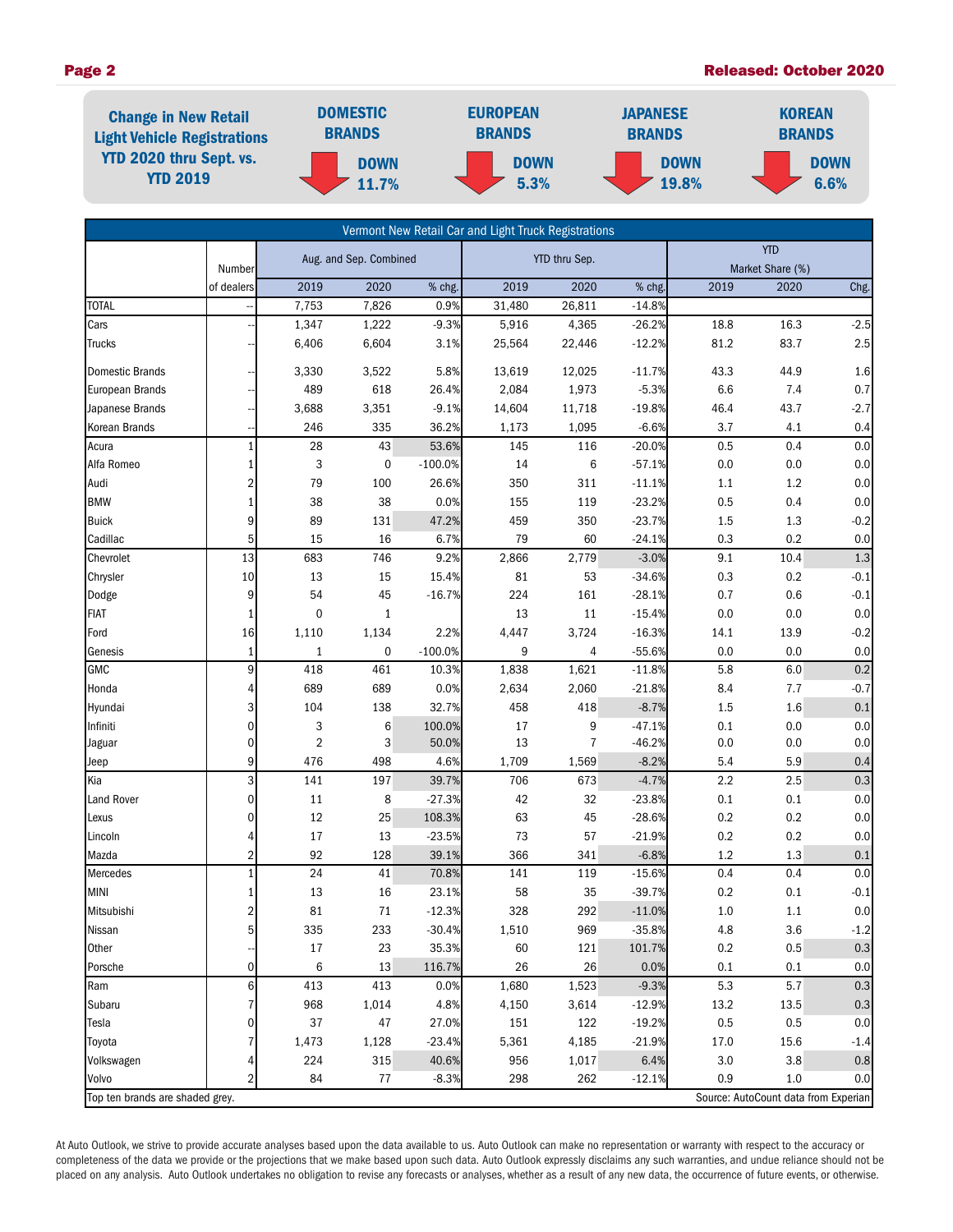## Change in New Retail Light Vehicle Registrations YTD 2020 thru Sept. vs. YTD 2019

| DOMESTIC BRANDS | EUROPEAN BRANDS | JAPANESE BRANDS | KOREAN BRANDS |
|---|---|---|---|
| DOWN 11.7% | DOWN 5.3% | DOWN 19.8% | DOWN 6.6% |

**Vermont New Retail Car and Light Truck Registrations**

| | Number of dealers | Aug. and Sep. Combined 2019 | 2020 | % chg. | YTD thru Sep. 2019 | 2020 | % chg. | YTD Market Share (%) 2019 | 2020 | Chg. |
|---|---|---|---|---|---|---|---|---|---|---|
| TOTAL | -- | 7,753 | 7,826 | 0.9% | 31,480 | 26,811 | -14.8% | | | |
| Cars | -- | 1,347 | 1,222 | -9.3% | 5,916 | 4,365 | -26.2% | 18.8 | 16.3 | -2.5 |
| Trucks | -- | 6,406 | 6,604 | 3.1% | 25,564 | 22,446 | -12.2% | 81.2 | 83.7 | 2.5 |
| Domestic Brands | -- | 3,330 | 3,522 | 5.8% | 13,619 | 12,025 | -11.7% | 43.3 | 44.9 | 1.6 |
| European Brands | -- | 489 | 618 | 26.4% | 2,084 | 1,973 | -5.3% | 6.6 | 7.4 | 0.7 |
| Japanese Brands | -- | 3,688 | 3,351 | -9.1% | 14,604 | 11,718 | -19.8% | 46.4 | 43.7 | -2.7 |
| Korean Brands | -- | 246 | 335 | 36.2% | 1,173 | 1,095 | -6.6% | 3.7 | 4.1 | 0.4 |
| Acura | 1 | 28 | 43 | 53.6% | 145 | 116 | -20.0% | 0.5 | 0.4 | 0.0 |
| Alfa Romeo | 1 | 3 | 0 | -100.0% | 14 | 6 | -57.1% | 0.0 | 0.0 | 0.0 |
| Audi | 2 | 79 | 100 | 26.6% | 350 | 311 | -11.1% | 1.1 | 1.2 | 0.0 |
| BMW | 1 | 38 | 38 | 0.0% | 155 | 119 | -23.2% | 0.5 | 0.4 | 0.0 |
| Buick | 9 | 89 | 131 | 47.2% | 459 | 350 | -23.7% | 1.5 | 1.3 | -0.2 |
| Cadillac | 5 | 15 | 16 | 6.7% | 79 | 60 | -24.1% | 0.3 | 0.2 | 0.0 |
| Chevrolet | 13 | 683 | 746 | 9.2% | 2,866 | 2,779 | -3.0% | 9.1 | 10.4 | 1.3 |
| Chrysler | 10 | 13 | 15 | 15.4% | 81 | 53 | -34.6% | 0.3 | 0.2 | -0.1 |
| Dodge | 9 | 54 | 45 | -16.7% | 224 | 161 | -28.1% | 0.7 | 0.6 | -0.1 |
| FIAT | 1 | 0 | 1 | | 13 | 11 | -15.4% | 0.0 | 0.0 | 0.0 |
| Ford | 16 | 1,110 | 1,134 | 2.2% | 4,447 | 3,724 | -16.3% | 14.1 | 13.9 | -0.2 |
| Genesis | 1 | 1 | 0 | -100.0% | 9 | 4 | -55.6% | 0.0 | 0.0 | 0.0 |
| GMC | 9 | 418 | 461 | 10.3% | 1,838 | 1,621 | -11.8% | 5.8 | 6.0 | 0.2 |
| Honda | 4 | 689 | 689 | 0.0% | 2,634 | 2,060 | -21.8% | 8.4 | 7.7 | -0.7 |
| Hyundai | 3 | 104 | 138 | 32.7% | 458 | 418 | -8.7% | 1.5 | 1.6 | 0.1 |
| Infiniti | 0 | 3 | 6 | 100.0% | 17 | 9 | -47.1% | 0.1 | 0.0 | 0.0 |
| Jaguar | 0 | 2 | 3 | 50.0% | 13 | 7 | -46.2% | 0.0 | 0.0 | 0.0 |
| Jeep | 9 | 476 | 498 | 4.6% | 1,709 | 1,569 | -8.2% | 5.4 | 5.9 | 0.4 |
| Kia | 3 | 141 | 197 | 39.7% | 706 | 673 | -4.7% | 2.2 | 2.5 | 0.3 |
| Land Rover | 0 | 11 | 8 | -27.3% | 42 | 32 | -23.8% | 0.1 | 0.1 | 0.0 |
| Lexus | 0 | 12 | 25 | 108.3% | 63 | 45 | -28.6% | 0.2 | 0.2 | 0.0 |
| Lincoln | 4 | 17 | 13 | -23.5% | 73 | 57 | -21.9% | 0.2 | 0.2 | 0.0 |
| Mazda | 2 | 92 | 128 | 39.1% | 366 | 341 | -6.8% | 1.2 | 1.3 | 0.1 |
| Mercedes | 1 | 24 | 41 | 70.8% | 141 | 119 | -15.6% | 0.4 | 0.4 | 0.0 |
| MINI | 1 | 13 | 16 | 23.1% | 58 | 35 | -39.7% | 0.2 | 0.1 | -0.1 |
| Mitsubishi | 2 | 81 | 71 | -12.3% | 328 | 292 | -11.0% | 1.0 | 1.1 | 0.0 |
| Nissan | 5 | 335 | 233 | -30.4% | 1,510 | 969 | -35.8% | 4.8 | 3.6 | -1.2 |
| Other | -- | 17 | 23 | 35.3% | 60 | 121 | 101.7% | 0.2 | 0.5 | 0.3 |
| Porsche | 0 | 6 | 13 | 116.7% | 26 | 26 | 0.0% | 0.1 | 0.1 | 0.0 |
| Ram | 6 | 413 | 413 | 0.0% | 1,680 | 1,523 | -9.3% | 5.3 | 5.7 | 0.3 |
| Subaru | 7 | 968 | 1,014 | 4.8% | 4,150 | 3,614 | -12.9% | 13.2 | 13.5 | 0.3 |
| Tesla | 0 | 37 | 47 | 27.0% | 151 | 122 | -19.2% | 0.5 | 0.5 | 0.0 |
| Toyota | 7 | 1,473 | 1,128 | -23.4% | 5,361 | 4,185 | -21.9% | 17.0 | 15.6 | -1.4 |
| Volkswagen | 4 | 224 | 315 | 40.6% | 956 | 1,017 | 6.4% | 3.0 | 3.8 | 0.8 |
| Volvo | 2 | 84 | 77 | -8.3% | 298 | 262 | -12.1% | 0.9 | 1.0 | 0.0 |

Top ten brands are shaded grey. Source: AutoCount data from Experian

At Auto Outlook, we strive to provide accurate analyses based upon the data available to us. Auto Outlook can make no representation or warranty with respect to the accuracy or completeness of the data we provide or the projections that we make based upon such data. Auto Outlook expressly disclaims any such warranties, and undue reliance should not be placed on any analysis. Auto Outlook undertakes no obligation to revise any forecasts or analyses, whether as a result of any new data, the occurrence of future events, or otherwise.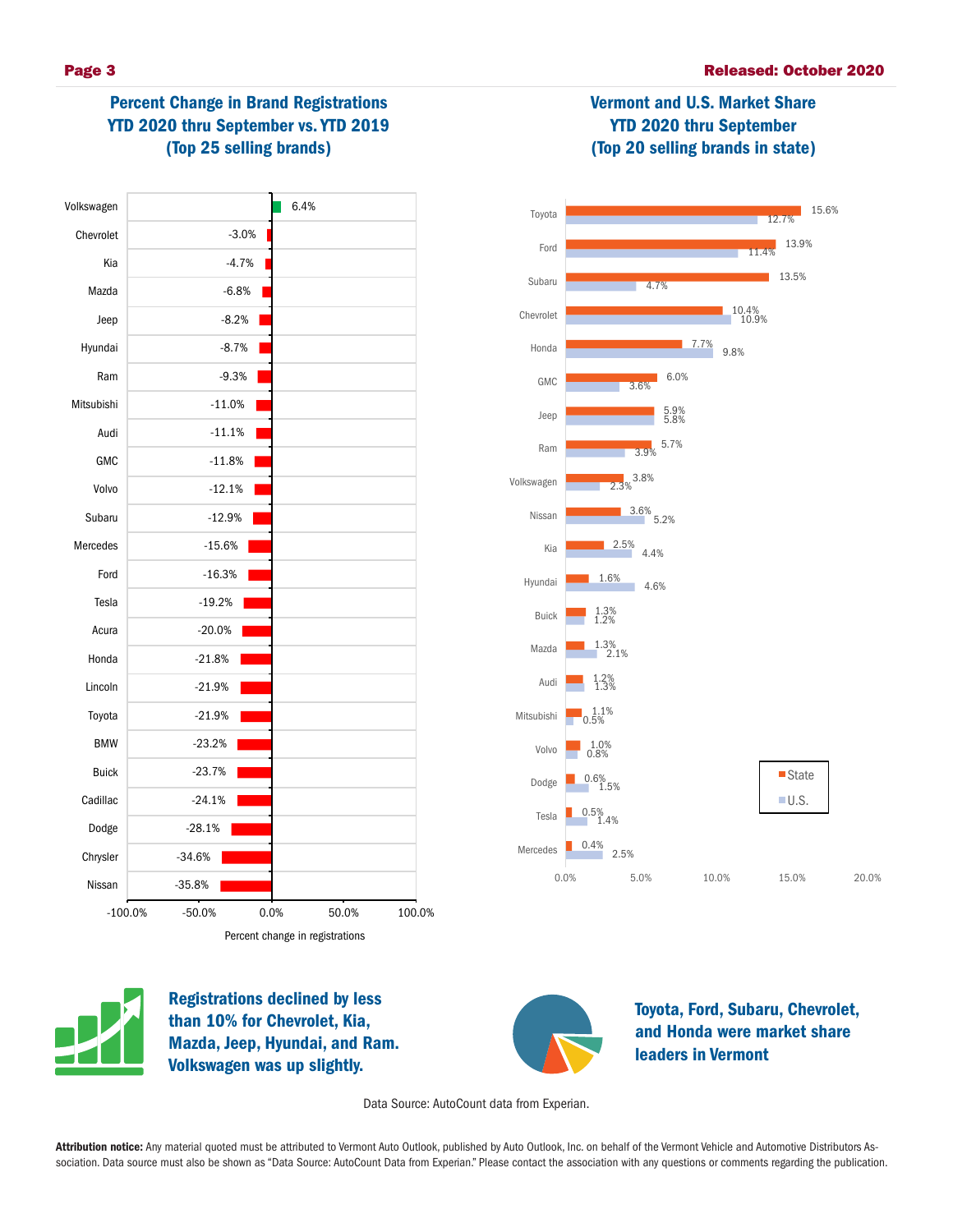## Percent Change in Brand Registrations YTD 2020 thru September vs. YTD 2019 (Top 25 selling brands)

| Brand | Percent change in registrations |
|---|---|
| Volkswagen | 6.4% |
| Chevrolet | -3.0% |
| Kia | -4.7% |
| Mazda | -6.8% |
| Jeep | -8.2% |
| Hyundai | -8.7% |
| Ram | -9.3% |
| Mitsubishi | -11.0% |
| Audi | -11.1% |
| GMC | -11.8% |
| Volvo | -12.1% |
| Subaru | -12.9% |
| Mercedes | -15.6% |
| Ford | -16.3% |
| Tesla | -19.2% |
| Acura | -20.0% |
| Honda | -21.8% |
| Lincoln | -21.9% |
| Toyota | -21.9% |
| BMW | -23.2% |
| Buick | -23.7% |
| Cadillac | -24.1% |
| Dodge | -28.1% |
| Chrysler | -34.6% |
| Nissan | -35.8% |

## Vermont and U.S. Market Share YTD 2020 thru September (Top 20 selling brands in state)

| Brand | State | U.S. |
|---|---|---|
| Toyota | 15.6% | 12.7% |
| Ford | 13.9% | 11.4% |
| Subaru | 13.5% | 4.7% |
| Chevrolet | 10.4% | 10.9% |
| Honda | 7.7% | 9.8% |
| GMC | 6.0% | 3.6% |
| Jeep | 5.9% | 5.8% |
| Ram | 5.7% | 3.9% |
| Volkswagen | 3.8% | 2.3% |
| Nissan | 3.6% | 5.2% |
| Kia | 2.5% | 4.4% |
| Hyundai | 1.6% | 4.6% |
| Buick | 1.3% | 1.2% |
| Mazda | 1.3% | 2.1% |
| Audi | 1.2% | 1.3% |
| Mitsubishi | 1.1% | 0.5% |
| Volvo | 1.0% | 0.8% |
| Dodge | 0.6% | 1.5% |
| Tesla | 0.5% | 1.4% |
| Mercedes | 0.4% | 2.5% |

**Registrations declined by less than 10% for Chevrolet, Kia, Mazda, Jeep, Hyundai, and Ram. Volkswagen was up slightly.**

**Toyota, Ford, Subaru, Chevrolet, and Honda were market share leaders in Vermont**

Data Source: AutoCount data from Experian.

**Attribution notice:** Any material quoted must be attributed to Vermont Auto Outlook, published by Auto Outlook, Inc. on behalf of the Vermont Vehicle and Automotive Distributors Association. Data source must also be shown as "Data Source: AutoCount Data from Experian." Please contact the association with any questions or comments regarding the publication.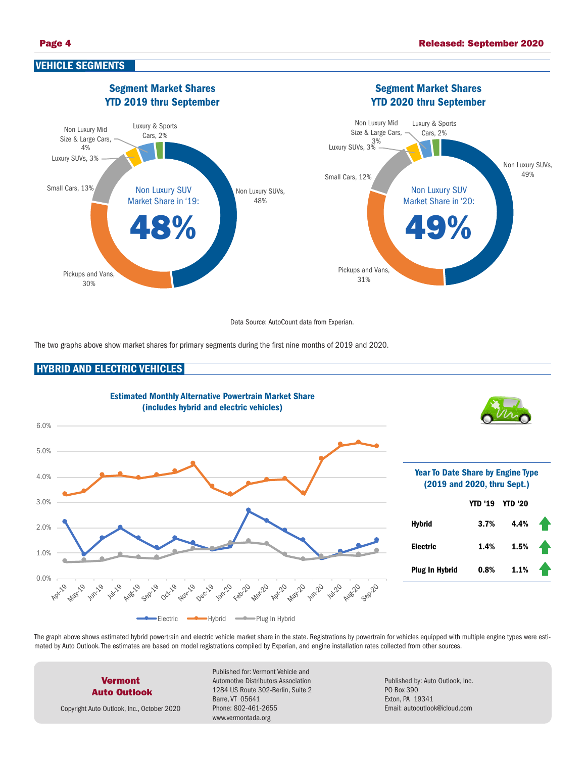## VEHICLE SEGMENTS

**Segment Market Shares YTD 2019 thru September**

Non Luxury SUV Market Share in '19:
48%

Non Luxury SUVs, 48%
Pickups and Vans, 30%
Small Cars, 13%
Luxury SUVs, 3%
Non Luxury Mid Size & Large Cars, 4%
Luxury & Sports Cars, 2%

**Segment Market Shares YTD 2020 thru September**

Non Luxury SUV Market Share in '20:
49%

Non Luxury SUVs, 49%
Pickups and Vans, 31%
Small Cars, 12%
Luxury SUVs, 3%
Non Luxury Mid Size & Large Cars, 3%
Luxury & Sports Cars, 2%

Data Source: AutoCount data from Experian.

The two graphs above show market shares for primary segments during the first nine months of 2019 and 2020.

## HYBRID AND ELECTRIC VEHICLES

**Estimated Monthly Alternative Powertrain Market Share (includes hybrid and electric vehicles)**

6.0%
5.0%
4.0%
3.0%
2.0%
1.0%
0.0%

Apr-19, May-19, Jun-19, Jul-19, Aug-19, Sep-19, Oct-19, Nov-19, Dec-19, Jan-20, Feb-20, Mar-20, Apr-20, May-20, Jun-20, Jul-20, Aug-20, Sep-20

Electric
Hybrid
Plug In Hybrid

**Year To Date Share by Engine Type (2019 and 2020, thru Sept.)**

| | YTD '19 | YTD '20 |
|---|---|---|
| **Hybrid** | 3.7% | 4.4% |
| **Electric** | 1.4% | 1.5% |
| **Plug In Hybrid** | 0.8% | 1.1% |

The graph above shows estimated hybrid powertrain and electric vehicle market share in the state. Registrations by powertrain for vehicles equipped with multiple engine types were estimated by Auto Outlook. The estimates are based on model registrations compiled by Experian, and engine installation rates collected from other sources.

**Vermont Auto Outlook**

Copyright Auto Outlook, Inc., October 2020

Published for: Vermont Vehicle and Automotive Distributors Association
1284 US Route 302-Berlin, Suite 2
Barre, VT 05641
Phone: 802-461-2655
www.vermontada.org

Published by: Auto Outlook, Inc.
PO Box 390
Exton, PA 19341
Email: autooutlook@icloud.com